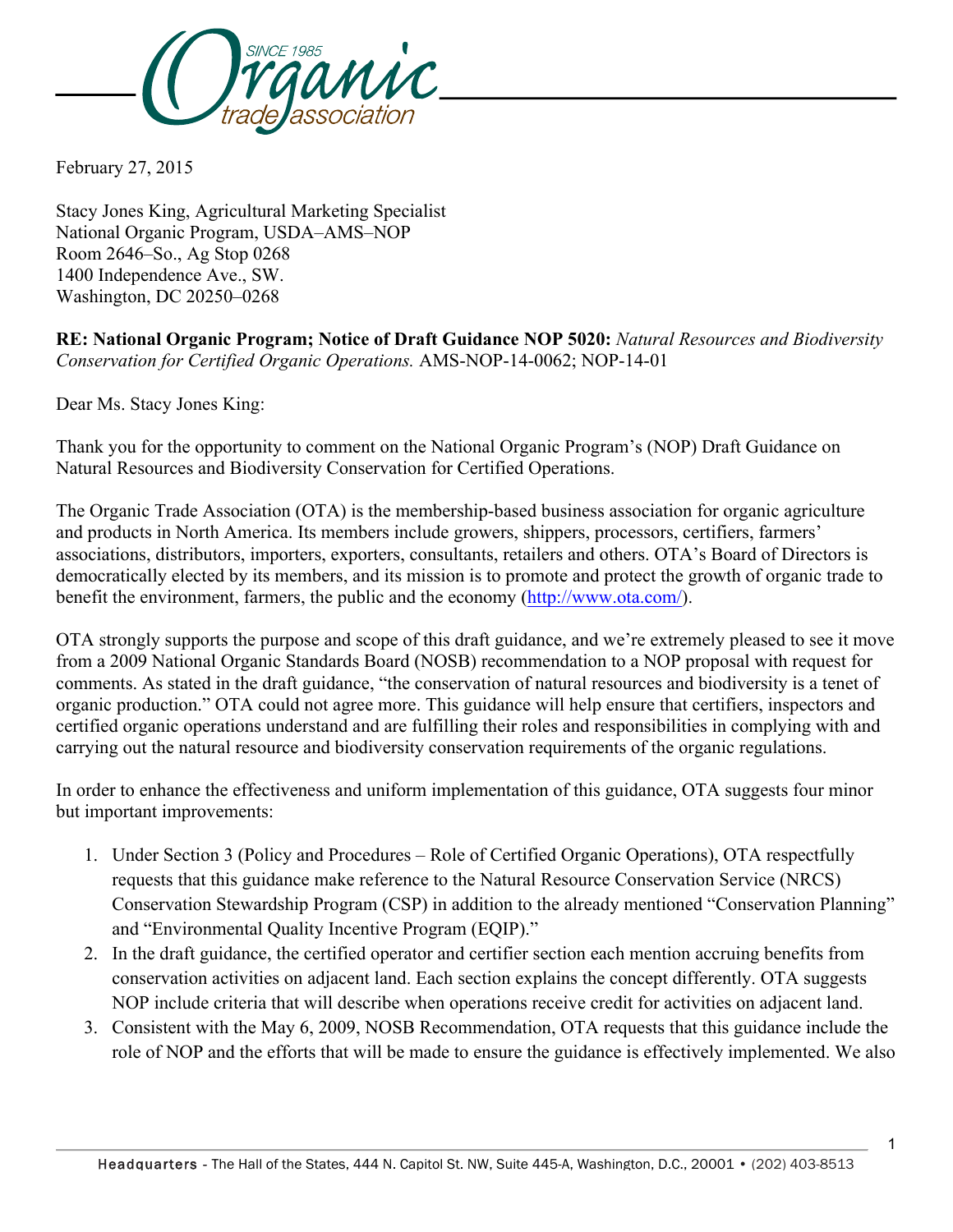February 27, 2015

Stacy Jones King, Agricultural Marketing Specialist
National Organic Program, USDA–AMS–NOP
Room 2646–So., Ag Stop 0268
1400 Independence Ave., SW.
Washington, DC 20250–0268

**RE: National Organic Program; Notice of Draft Guidance NOP 5020:** *Natural Resources and Biodiversity Conservation for Certified Organic Operations.* AMS-NOP-14-0062; NOP-14-01

Dear Ms. Stacy Jones King:

Thank you for the opportunity to comment on the National Organic Program's (NOP) Draft Guidance on Natural Resources and Biodiversity Conservation for Certified Operations.

The Organic Trade Association (OTA) is the membership-based business association for organic agriculture and products in North America. Its members include growers, shippers, processors, certifiers, farmers' associations, distributors, importers, exporters, consultants, retailers and others. OTA's Board of Directors is democratically elected by its members, and its mission is to promote and protect the growth of organic trade to benefit the environment, farmers, the public and the economy (http://www.ota.com/).

OTA strongly supports the purpose and scope of this draft guidance, and we're extremely pleased to see it move from a 2009 National Organic Standards Board (NOSB) recommendation to a NOP proposal with request for comments. As stated in the draft guidance, "the conservation of natural resources and biodiversity is a tenet of organic production." OTA could not agree more. This guidance will help ensure that certifiers, inspectors and certified organic operations understand and are fulfilling their roles and responsibilities in complying with and carrying out the natural resource and biodiversity conservation requirements of the organic regulations.

In order to enhance the effectiveness and uniform implementation of this guidance, OTA suggests four minor but important improvements:

1. Under Section 3 (Policy and Procedures – Role of Certified Organic Operations), OTA respectfully requests that this guidance make reference to the Natural Resource Conservation Service (NRCS) Conservation Stewardship Program (CSP) in addition to the already mentioned "Conservation Planning" and "Environmental Quality Incentive Program (EQIP)."
2. In the draft guidance, the certified operator and certifier section each mention accruing benefits from conservation activities on adjacent land. Each section explains the concept differently. OTA suggests NOP include criteria that will describe when operations receive credit for activities on adjacent land.
3. Consistent with the May 6, 2009, NOSB Recommendation, OTA requests that this guidance include the role of NOP and the efforts that will be made to ensure the guidance is effectively implemented. We also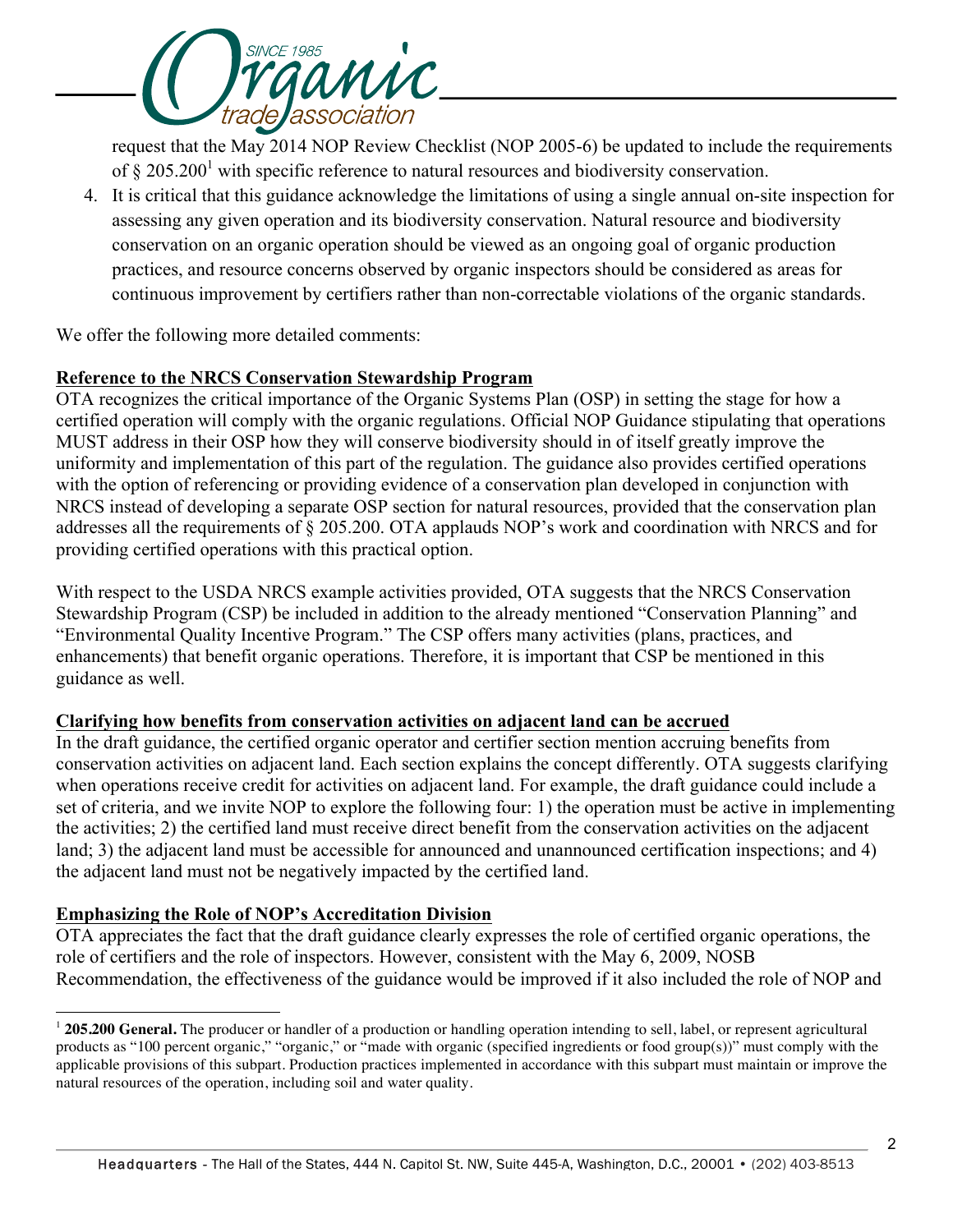request that the May 2014 NOP Review Checklist (NOP 2005-6) be updated to include the requirements of § 205.200[1] with specific reference to natural resources and biodiversity conservation.

4. It is critical that this guidance acknowledge the limitations of using a single annual on-site inspection for assessing any given operation and its biodiversity conservation. Natural resource and biodiversity conservation on an organic operation should be viewed as an ongoing goal of organic production practices, and resource concerns observed by organic inspectors should be considered as areas for continuous improvement by certifiers rather than non-correctable violations of the organic standards.

We offer the following more detailed comments:

**Reference to the NRCS Conservation Stewardship Program**

OTA recognizes the critical importance of the Organic Systems Plan (OSP) in setting the stage for how a certified operation will comply with the organic regulations. Official NOP Guidance stipulating that operations MUST address in their OSP how they will conserve biodiversity should in of itself greatly improve the uniformity and implementation of this part of the regulation. The guidance also provides certified operations with the option of referencing or providing evidence of a conservation plan developed in conjunction with NRCS instead of developing a separate OSP section for natural resources, provided that the conservation plan addresses all the requirements of § 205.200. OTA applauds NOP's work and coordination with NRCS and for providing certified operations with this practical option.

With respect to the USDA NRCS example activities provided, OTA suggests that the NRCS Conservation Stewardship Program (CSP) be included in addition to the already mentioned "Conservation Planning" and "Environmental Quality Incentive Program." The CSP offers many activities (plans, practices, and enhancements) that benefit organic operations. Therefore, it is important that CSP be mentioned in this guidance as well.

**Clarifying how benefits from conservation activities on adjacent land can be accrued**

In the draft guidance, the certified organic operator and certifier section mention accruing benefits from conservation activities on adjacent land. Each section explains the concept differently. OTA suggests clarifying when operations receive credit for activities on adjacent land. For example, the draft guidance could include a set of criteria, and we invite NOP to explore the following four: 1) the operation must be active in implementing the activities; 2) the certified land must receive direct benefit from the conservation activities on the adjacent land; 3) the adjacent land must be accessible for announced and unannounced certification inspections; and 4) the adjacent land must not be negatively impacted by the certified land.

**Emphasizing the Role of NOP's Accreditation Division**

OTA appreciates the fact that the draft guidance clearly expresses the role of certified organic operations, the role of certifiers and the role of inspectors. However, consistent with the May 6, 2009, NOSB Recommendation, the effectiveness of the guidance would be improved if it also included the role of NOP and

---

[1] **205.200 General.** The producer or handler of a production or handling operation intending to sell, label, or represent agricultural products as "100 percent organic," "organic," or "made with organic (specified ingredients or food group(s))" must comply with the applicable provisions of this subpart. Production practices implemented in accordance with this subpart must maintain or improve the natural resources of the operation, including soil and water quality.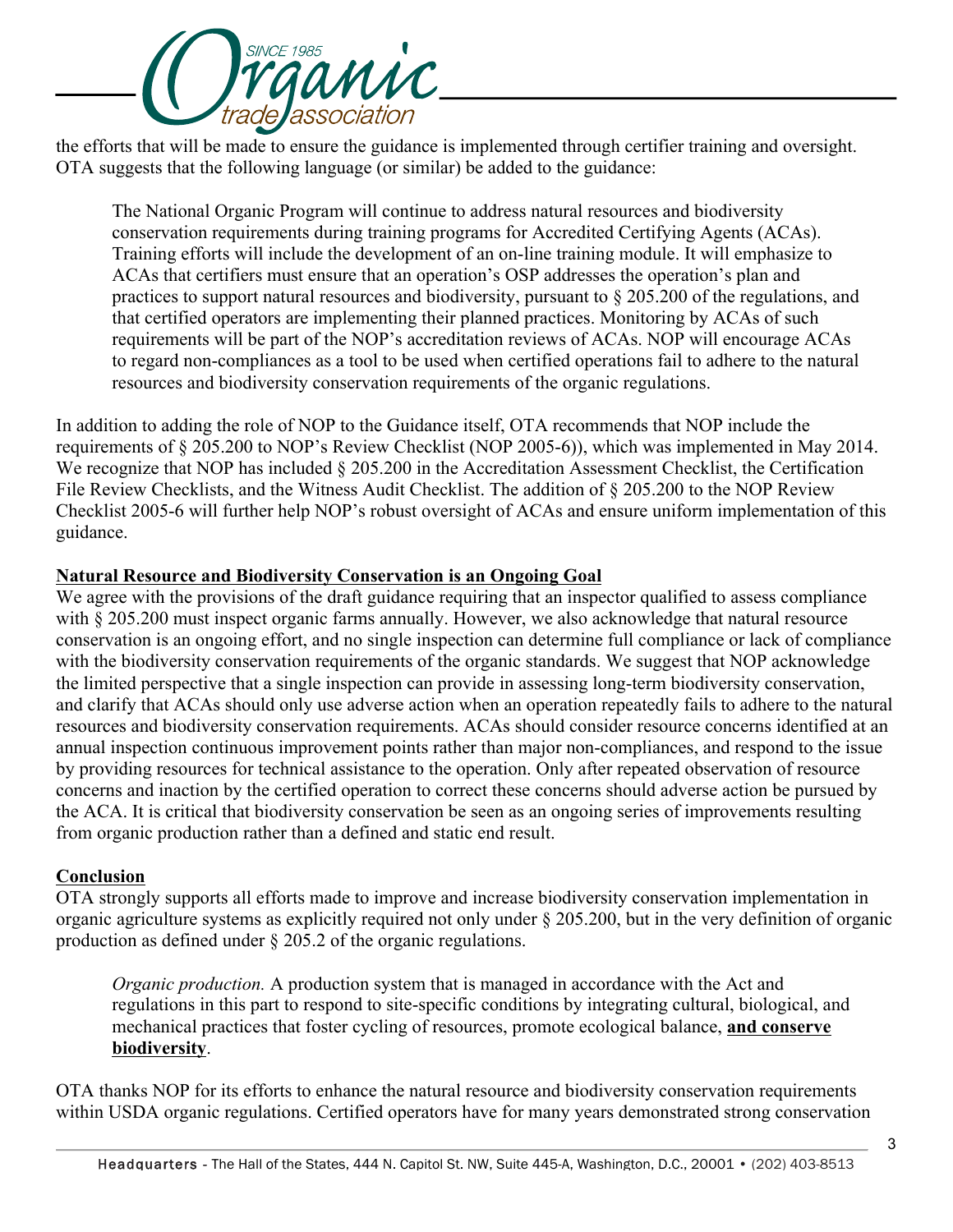the efforts that will be made to ensure the guidance is implemented through certifier training and oversight. OTA suggests that the following language (or similar) be added to the guidance:

> The National Organic Program will continue to address natural resources and biodiversity conservation requirements during training programs for Accredited Certifying Agents (ACAs). Training efforts will include the development of an on-line training module. It will emphasize to ACAs that certifiers must ensure that an operation's OSP addresses the operation's plan and practices to support natural resources and biodiversity, pursuant to § 205.200 of the regulations, and that certified operators are implementing their planned practices. Monitoring by ACAs of such requirements will be part of the NOP's accreditation reviews of ACAs. NOP will encourage ACAs to regard non-compliances as a tool to be used when certified operations fail to adhere to the natural resources and biodiversity conservation requirements of the organic regulations.

In addition to adding the role of NOP to the Guidance itself, OTA recommends that NOP include the requirements of § 205.200 to NOP's Review Checklist (NOP 2005-6)), which was implemented in May 2014. We recognize that NOP has included § 205.200 in the Accreditation Assessment Checklist, the Certification File Review Checklists, and the Witness Audit Checklist. The addition of § 205.200 to the NOP Review Checklist 2005-6 will further help NOP's robust oversight of ACAs and ensure uniform implementation of this guidance.

**Natural Resource and Biodiversity Conservation is an Ongoing Goal**

We agree with the provisions of the draft guidance requiring that an inspector qualified to assess compliance with § 205.200 must inspect organic farms annually. However, we also acknowledge that natural resource conservation is an ongoing effort, and no single inspection can determine full compliance or lack of compliance with the biodiversity conservation requirements of the organic standards. We suggest that NOP acknowledge the limited perspective that a single inspection can provide in assessing long-term biodiversity conservation, and clarify that ACAs should only use adverse action when an operation repeatedly fails to adhere to the natural resources and biodiversity conservation requirements. ACAs should consider resource concerns identified at an annual inspection continuous improvement points rather than major non-compliances, and respond to the issue by providing resources for technical assistance to the operation. Only after repeated observation of resource concerns and inaction by the certified operation to correct these concerns should adverse action be pursued by the ACA. It is critical that biodiversity conservation be seen as an ongoing series of improvements resulting from organic production rather than a defined and static end result.

**Conclusion**

OTA strongly supports all efforts made to improve and increase biodiversity conservation implementation in organic agriculture systems as explicitly required not only under § 205.200, but in the very definition of organic production as defined under § 205.2 of the organic regulations.

> *Organic production.* A production system that is managed in accordance with the Act and regulations in this part to respond to site-specific conditions by integrating cultural, biological, and mechanical practices that foster cycling of resources, promote ecological balance, **and conserve biodiversity**.

OTA thanks NOP for its efforts to enhance the natural resource and biodiversity conservation requirements within USDA organic regulations. Certified operators have for many years demonstrated strong conservation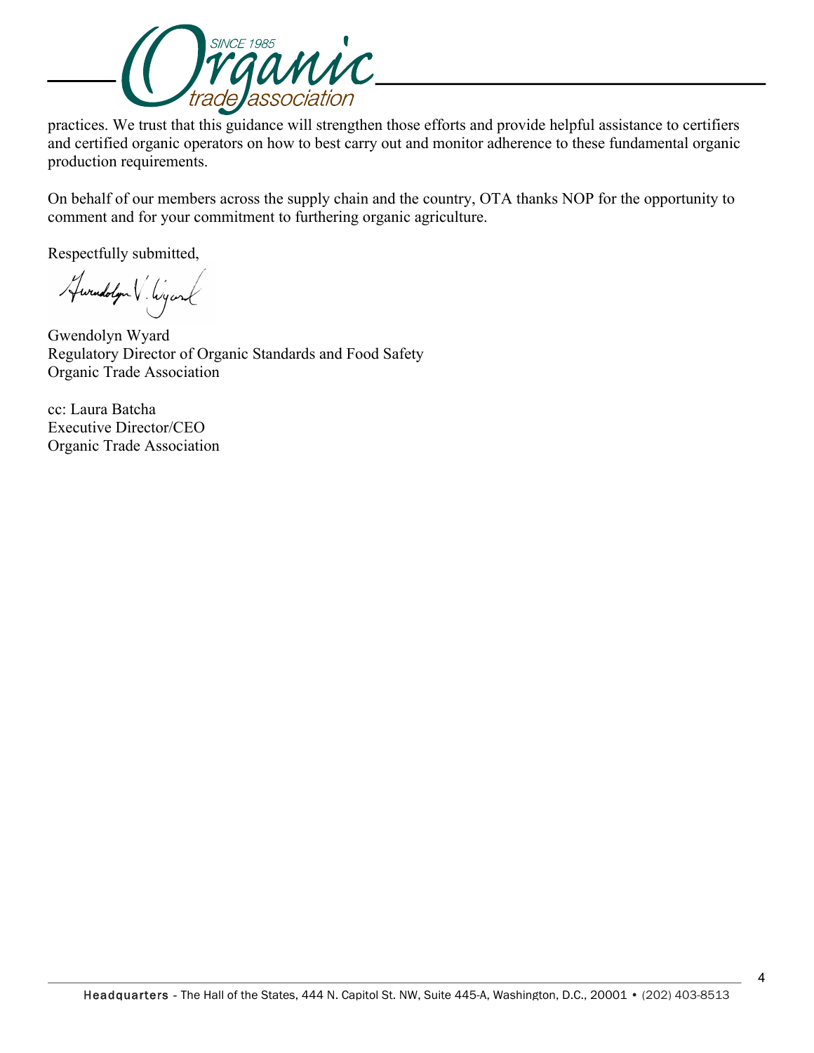practices. We trust that this guidance will strengthen those efforts and provide helpful assistance to certifiers and certified organic operators on how to best carry out and monitor adherence to these fundamental organic production requirements.

On behalf of our members across the supply chain and the country, OTA thanks NOP for the opportunity to comment and for your commitment to furthering organic agriculture.

Respectfully submitted,

Gwendolyn Wyard
Regulatory Director of Organic Standards and Food Safety
Organic Trade Association

cc: Laura Batcha
Executive Director/CEO
Organic Trade Association